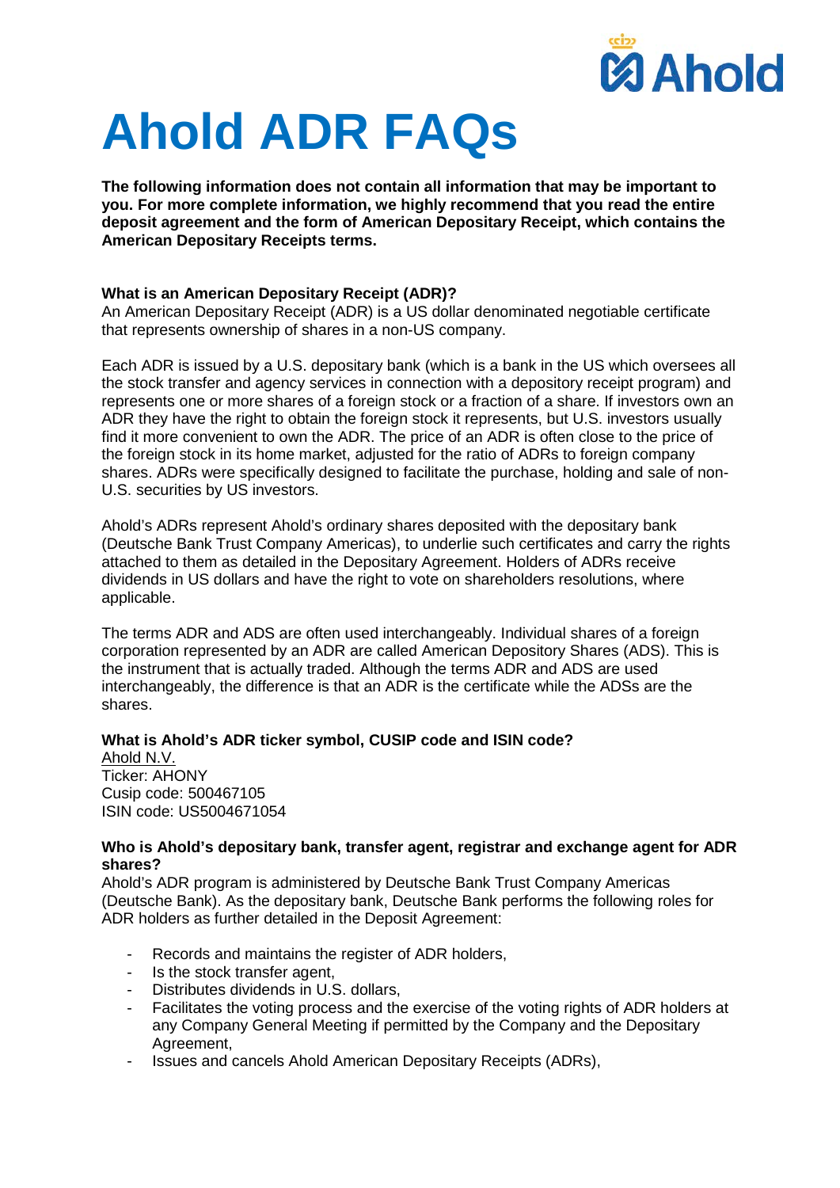# Ahold ADR FAQs

**The following information does not contain all information that may be important to you. For more complete information, we highly recommend that you read the entire deposit agreement and the form of American Depositary Receipt, which contains the American Depositary Receipts terms.**

**What is an American Depositary Receipt (ADR)?**
An American Depositary Receipt (ADR) is a US dollar denominated negotiable certificate that represents ownership of shares in a non-US company.

Each ADR is issued by a U.S. depositary bank (which is a bank in the US which oversees all the stock transfer and agency services in connection with a depositary receipt program) and represents one or more shares of a foreign stock or a fraction of a share. If investors own an ADR they have the right to obtain the foreign stock it represents, but U.S. investors usually find it more convenient to own the ADR. The price of an ADR is often close to the price of the foreign stock in its home market, adjusted for the ratio of ADRs to foreign company shares. ADRs were specifically designed to facilitate the purchase, holding and sale of non-U.S. securities by US investors.

Ahold's ADRs represent Ahold's ordinary shares deposited with the depositary bank (Deutsche Bank Trust Company Americas), to underlie such certificates and carry the rights attached to them as detailed in the Depositary Agreement. Holders of ADRs receive dividends in US dollars and have the right to vote on shareholders resolutions, where applicable.

The terms ADR and ADS are often used interchangeably. Individual shares of a foreign corporation represented by an ADR are called American Depository Shares (ADS). This is the instrument that is actually traded. Although the terms ADR and ADS are used interchangeably, the difference is that an ADR is the certificate while the ADSs are the shares.

**What is Ahold's ADR ticker symbol, CUSIP code and ISIN code?**
Ahold N.V.
Ticker: AHONY
Cusip code: 500467105
ISIN code: US5004671054

**Who is Ahold's depositary bank, transfer agent, registrar and exchange agent for ADR shares?**
Ahold's ADR program is administered by Deutsche Bank Trust Company Americas (Deutsche Bank). As the depositary bank, Deutsche Bank performs the following roles for ADR holders as further detailed in the Deposit Agreement:

- Records and maintains the register of ADR holders,
- Is the stock transfer agent,
- Distributes dividends in U.S. dollars,
- Facilitates the voting process and the exercise of the voting rights of ADR holders at any Company General Meeting if permitted by the Company and the Depositary Agreement,
- Issues and cancels Ahold American Depositary Receipts (ADRs),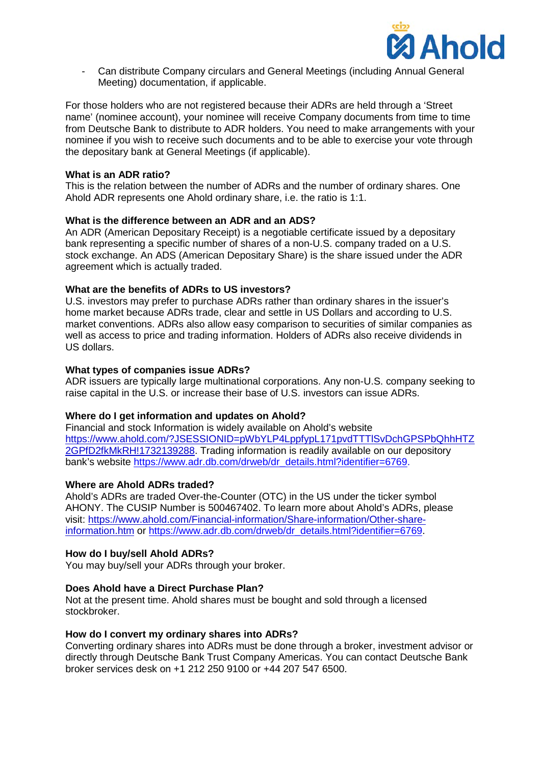- Can distribute Company circulars and General Meetings (including Annual General Meeting) documentation, if applicable.

For those holders who are not registered because their ADRs are held through a 'Street name' (nominee account), your nominee will receive Company documents from time to time from Deutsche Bank to distribute to ADR holders. You need to make arrangements with your nominee if you wish to receive such documents and to be able to exercise your vote through the depositary bank at General Meetings (if applicable).

**What is an ADR ratio?**
This is the relation between the number of ADRs and the number of ordinary shares. One Ahold ADR represents one Ahold ordinary share, i.e. the ratio is 1:1.

**What is the difference between an ADR and an ADS?**
An ADR (American Depositary Receipt) is a negotiable certificate issued by a depositary bank representing a specific number of shares of a non-U.S. company traded on a U.S. stock exchange. An ADS (American Depositary Share) is the share issued under the ADR agreement which is actually traded.

**What are the benefits of ADRs to US investors?**
U.S. investors may prefer to purchase ADRs rather than ordinary shares in the issuer's home market because ADRs trade, clear and settle in US Dollars and according to U.S. market conventions. ADRs also allow easy comparison to securities of similar companies as well as access to price and trading information. Holders of ADRs also receive dividends in US dollars.

**What types of companies issue ADRs?**
ADR issuers are typically large multinational corporations. Any non-U.S. company seeking to raise capital in the U.S. or increase their base of U.S. investors can issue ADRs.

**Where do I get information and updates on Ahold?**
Financial and stock Information is widely available on Ahold's website [https://www.ahold.com/?JSESSIONID=pWbYLP4LppfypL171pvdTTTlSvDchGPSPbQhhHTZ2GPfD2fkMkRH!1732139288](https://www.ahold.com/?JSESSIONID=pWbYLP4LppfypL171pvdTTTlSvDchGPSPbQhhHTZ2GPfD2fkMkRH!1732139288). Trading information is readily available on our depository bank's website [https://www.adr.db.com/drweb/dr_details.html?identifier=6769](https://www.adr.db.com/drweb/dr_details.html?identifier=6769).

**Where are Ahold ADRs traded?**
Ahold's ADRs are traded Over-the-Counter (OTC) in the US under the ticker symbol AHONY. The CUSIP Number is 500467402. To learn more about Ahold's ADRs, please visit: [https://www.ahold.com/Financial-information/Share-information/Other-share-information.htm](https://www.ahold.com/Financial-information/Share-information/Other-share-information.htm) or [https://www.adr.db.com/drweb/dr_details.html?identifier=6769](https://www.adr.db.com/drweb/dr_details.html?identifier=6769).

**How do I buy/sell Ahold ADRs?**
You may buy/sell your ADRs through your broker.

**Does Ahold have a Direct Purchase Plan?**
Not at the present time. Ahold shares must be bought and sold through a licensed stockbroker.

**How do I convert my ordinary shares into ADRs?**
Converting ordinary shares into ADRs must be done through a broker, investment advisor or directly through Deutsche Bank Trust Company Americas. You can contact Deutsche Bank broker services desk on +1 212 250 9100 or +44 207 547 6500.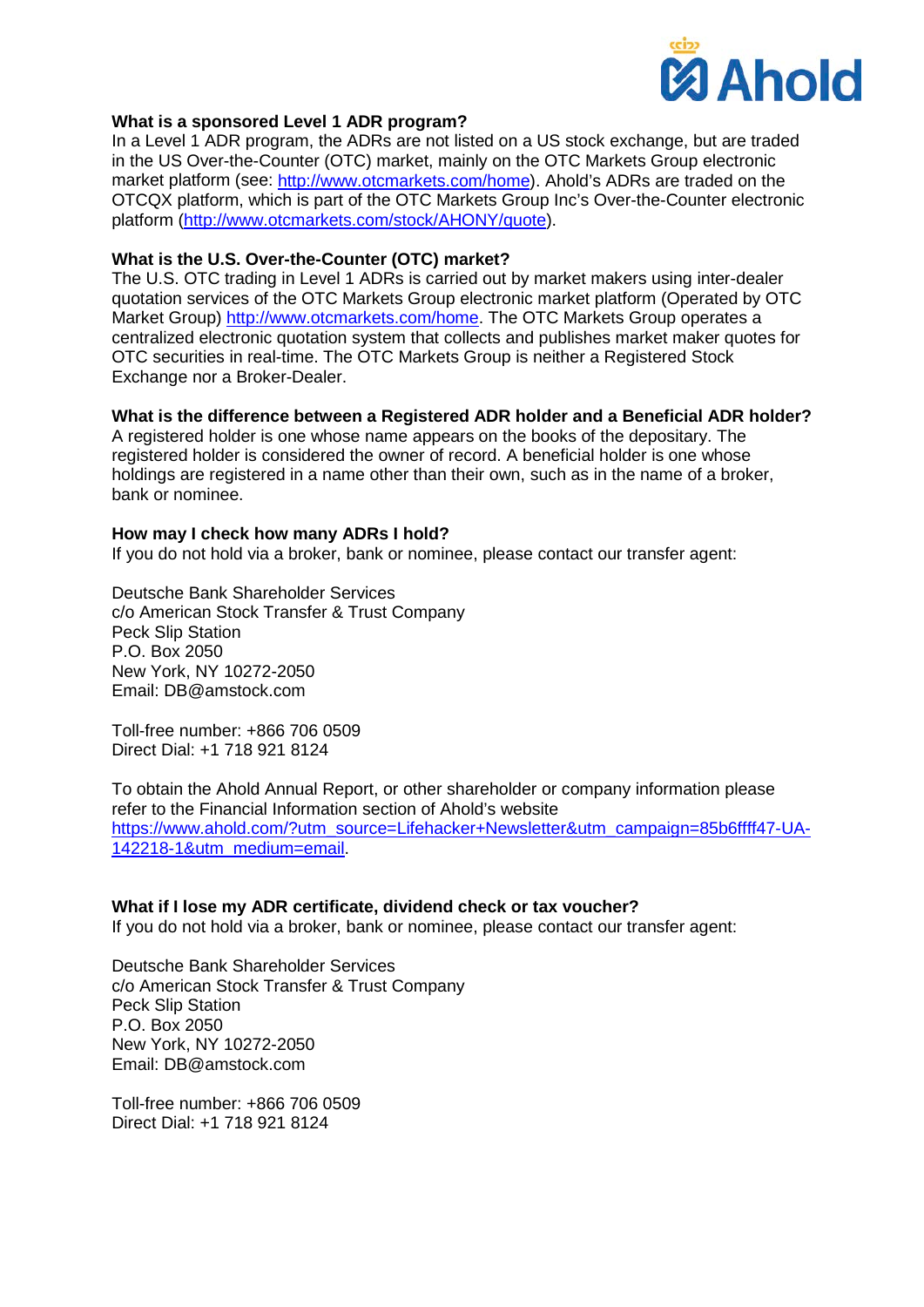**What is a sponsored Level 1 ADR program?**

In a Level 1 ADR program, the ADRs are not listed on a US stock exchange, but are traded in the US Over-the-Counter (OTC) market, mainly on the OTC Markets Group electronic market platform (see: http://www.otcmarkets.com/home). Ahold's ADRs are traded on the OTCQX platform, which is part of the OTC Markets Group Inc's Over-the-Counter electronic platform (http://www.otcmarkets.com/stock/AHONY/quote).

**What is the U.S. Over-the-Counter (OTC) market?**

The U.S. OTC trading in Level 1 ADRs is carried out by market makers using inter-dealer quotation services of the OTC Markets Group electronic market platform (Operated by OTC Market Group) http://www.otcmarkets.com/home. The OTC Markets Group operates a centralized electronic quotation system that collects and publishes market maker quotes for OTC securities in real-time. The OTC Markets Group is neither a Registered Stock Exchange nor a Broker-Dealer.

**What is the difference between a Registered ADR holder and a Beneficial ADR holder?**

A registered holder is one whose name appears on the books of the depositary. The registered holder is considered the owner of record. A beneficial holder is one whose holdings are registered in a name other than their own, such as in the name of a broker, bank or nominee.

**How may I check how many ADRs I hold?**

If you do not hold via a broker, bank or nominee, please contact our transfer agent:

Deutsche Bank Shareholder Services
c/o American Stock Transfer & Trust Company
Peck Slip Station
P.O. Box 2050
New York, NY 10272-2050
Email: DB@amstock.com

Toll-free number: +866 706 0509
Direct Dial: +1 718 921 8124

To obtain the Ahold Annual Report, or other shareholder or company information please refer to the Financial Information section of Ahold's website https://www.ahold.com/?utm_source=Lifehacker+Newsletter&utm_campaign=85b6ffff47-UA-142218-1&utm_medium=email.

**What if I lose my ADR certificate, dividend check or tax voucher?**

If you do not hold via a broker, bank or nominee, please contact our transfer agent:

Deutsche Bank Shareholder Services
c/o American Stock Transfer & Trust Company
Peck Slip Station
P.O. Box 2050
New York, NY 10272-2050
Email: DB@amstock.com

Toll-free number: +866 706 0509
Direct Dial: +1 718 921 8124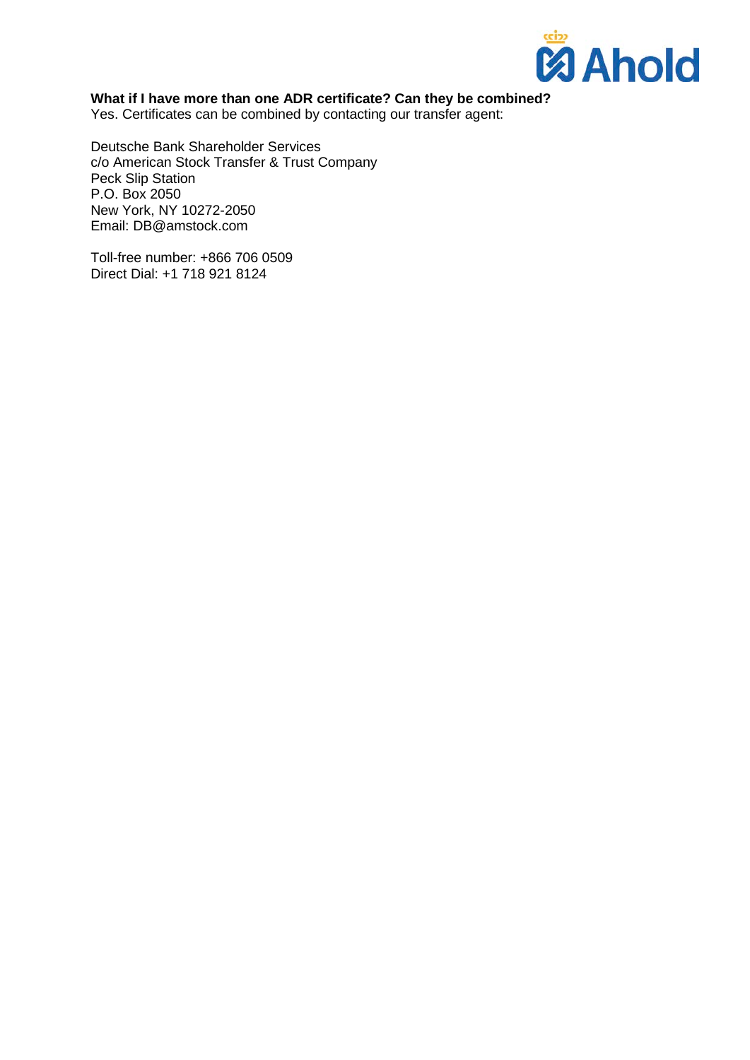**What if I have more than one ADR certificate? Can they be combined?**

Yes. Certificates can be combined by contacting our transfer agent:

Deutsche Bank Shareholder Services
c/o American Stock Transfer & Trust Company
Peck Slip Station
P.O. Box 2050
New York, NY 10272-2050
Email: DB@amstock.com

Toll-free number: +866 706 0509
Direct Dial: +1 718 921 8124